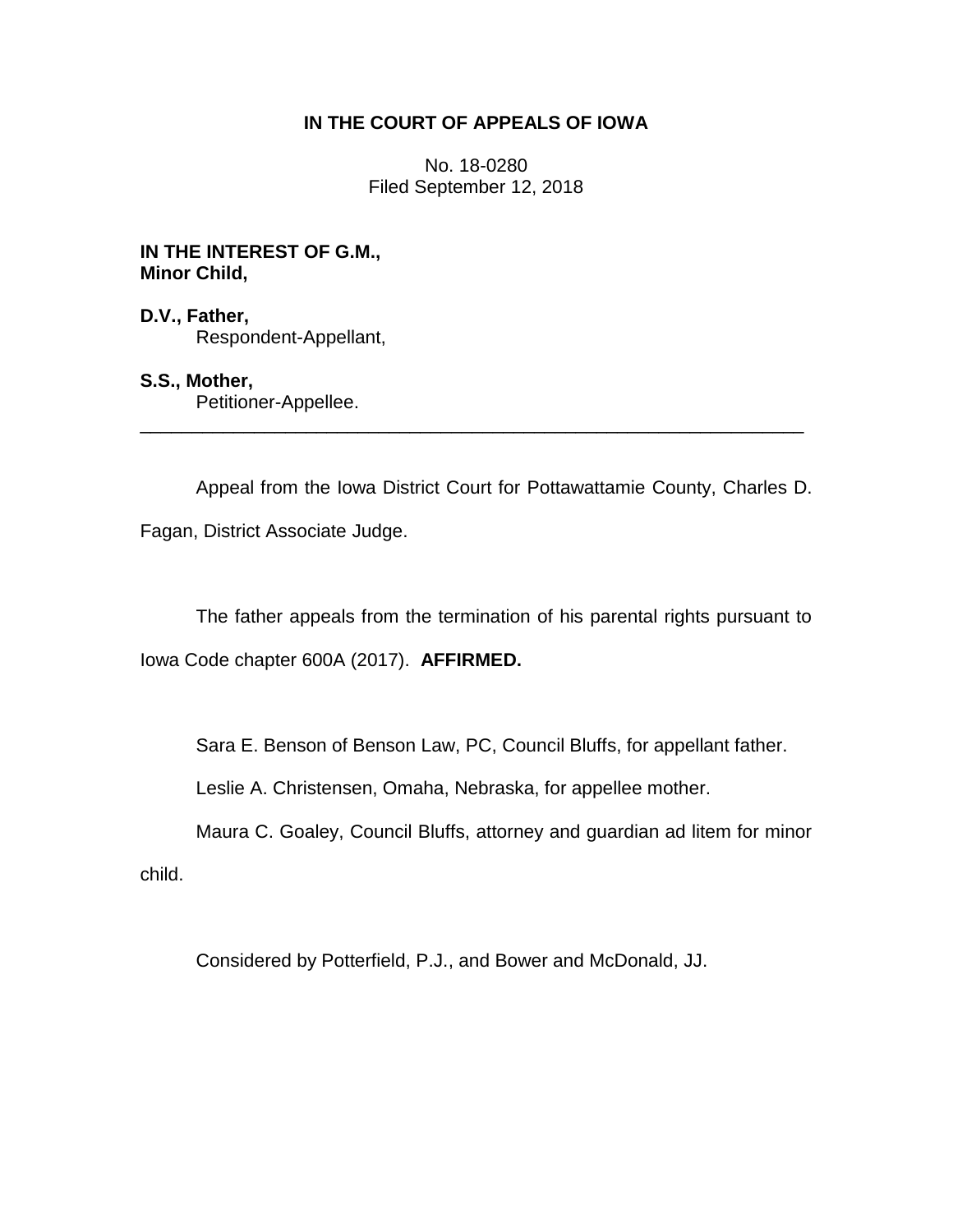**IN THE COURT OF APPEALS OF IOWA**

No. 18-0280
Filed September 12, 2018

**IN THE INTEREST OF G.M., Minor Child,**

**D.V., Father,**
Respondent-Appellant,

**S.S., Mother,**
Petitioner-Appellee.

---

Appeal from the Iowa District Court for Pottawattamie County, Charles D. Fagan, District Associate Judge.

The father appeals from the termination of his parental rights pursuant to Iowa Code chapter 600A (2017). **AFFIRMED.**

Sara E. Benson of Benson Law, PC, Council Bluffs, for appellant father.

Leslie A. Christensen, Omaha, Nebraska, for appellee mother.

Maura C. Goaley, Council Bluffs, attorney and guardian ad litem for minor child.

Considered by Potterfield, P.J., and Bower and McDonald, JJ.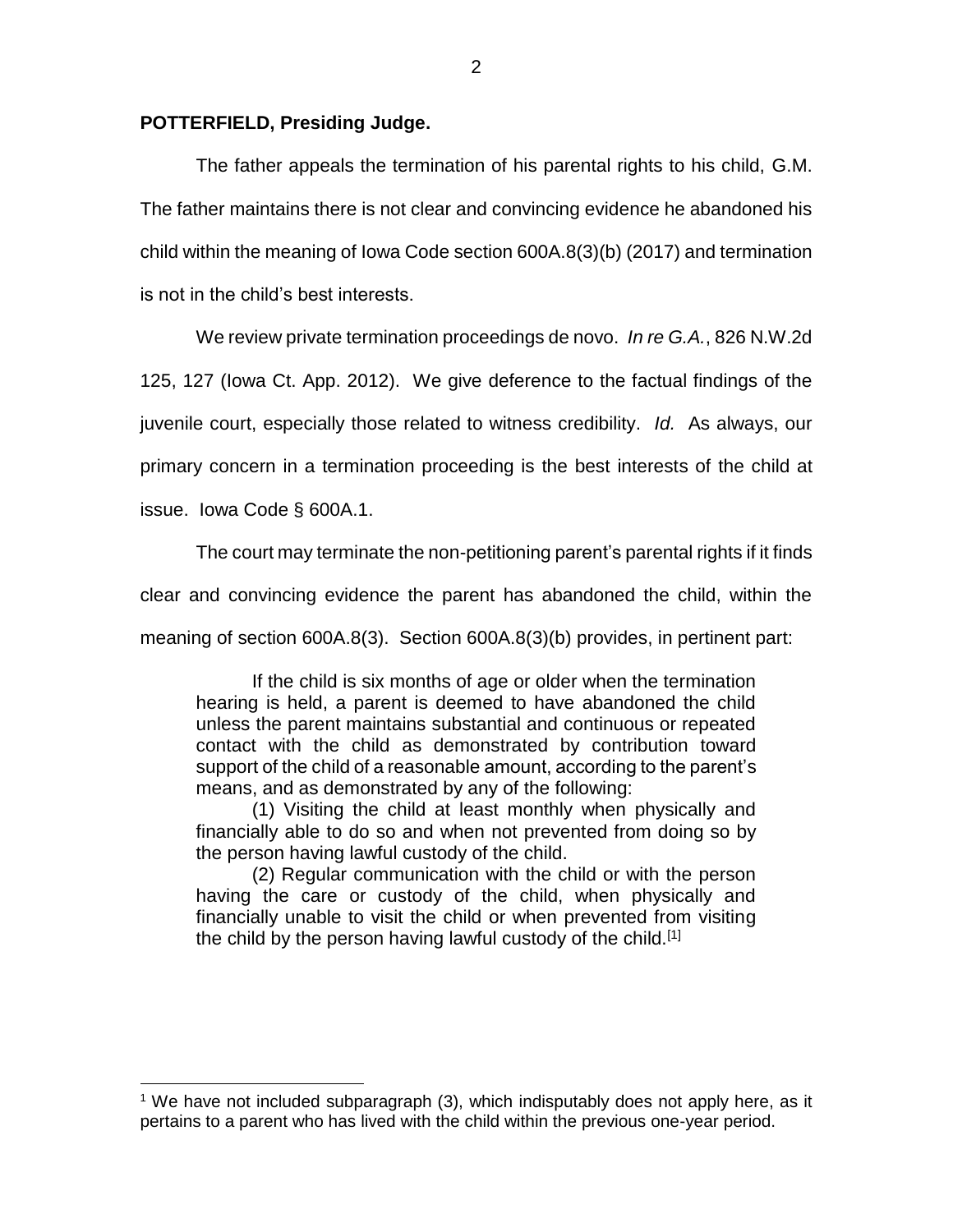**POTTERFIELD, Presiding Judge.**

The father appeals the termination of his parental rights to his child, G.M. The father maintains there is not clear and convincing evidence he abandoned his child within the meaning of Iowa Code section 600A.8(3)(b) (2017) and termination is not in the child's best interests.

We review private termination proceedings de novo. *In re G.A.*, 826 N.W.2d 125, 127 (Iowa Ct. App. 2012). We give deference to the factual findings of the juvenile court, especially those related to witness credibility. *Id.* As always, our primary concern in a termination proceeding is the best interests of the child at issue. Iowa Code § 600A.1.

The court may terminate the non-petitioning parent's parental rights if it finds clear and convincing evidence the parent has abandoned the child, within the meaning of section 600A.8(3). Section 600A.8(3)(b) provides, in pertinent part:

> If the child is six months of age or older when the termination hearing is held, a parent is deemed to have abandoned the child unless the parent maintains substantial and continuous or repeated contact with the child as demonstrated by contribution toward support of the child of a reasonable amount, according to the parent's means, and as demonstrated by any of the following:
>
> (1) Visiting the child at least monthly when physically and financially able to do so and when not prevented from doing so by the person having lawful custody of the child.
>
> (2) Regular communication with the child or with the person having the care or custody of the child, when physically and financially unable to visit the child or when prevented from visiting the child by the person having lawful custody of the child.[1]

[1] We have not included subparagraph (3), which indisputably does not apply here, as it pertains to a parent who has lived with the child within the previous one-year period.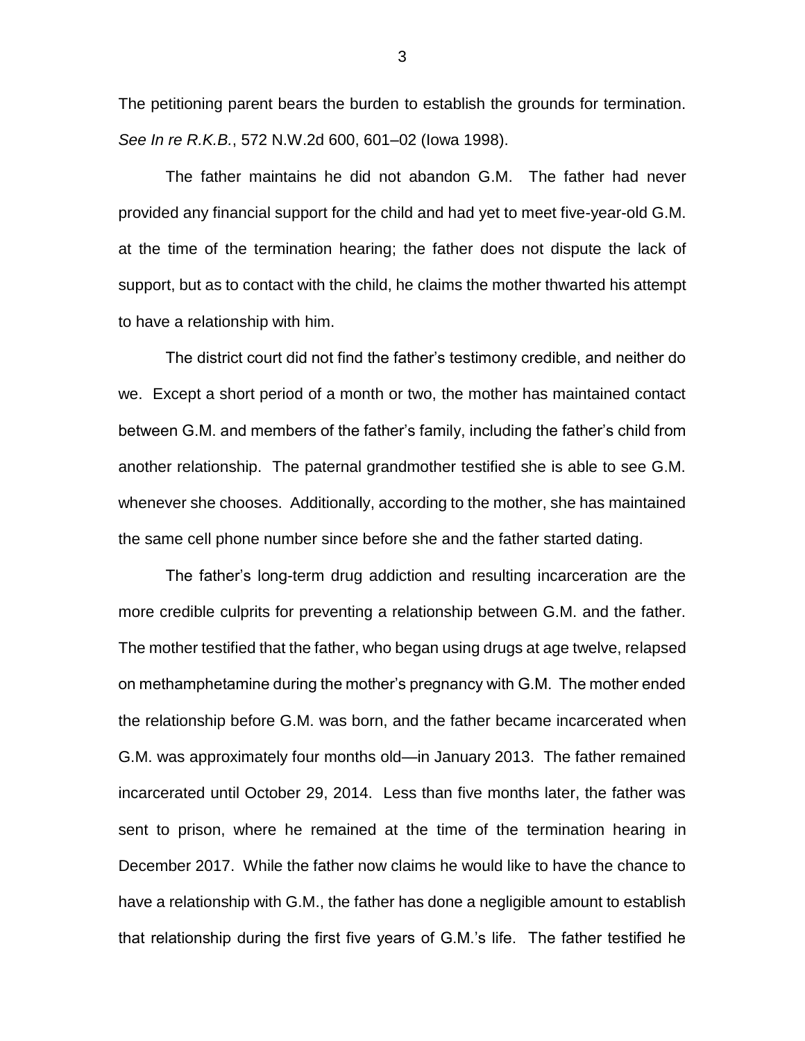The petitioning parent bears the burden to establish the grounds for termination. *See In re R.K.B.*, 572 N.W.2d 600, 601–02 (Iowa 1998).

The father maintains he did not abandon G.M. The father had never provided any financial support for the child and had yet to meet five-year-old G.M. at the time of the termination hearing; the father does not dispute the lack of support, but as to contact with the child, he claims the mother thwarted his attempt to have a relationship with him.

The district court did not find the father's testimony credible, and neither do we. Except a short period of a month or two, the mother has maintained contact between G.M. and members of the father's family, including the father's child from another relationship. The paternal grandmother testified she is able to see G.M. whenever she chooses. Additionally, according to the mother, she has maintained the same cell phone number since before she and the father started dating.

The father's long-term drug addiction and resulting incarceration are the more credible culprits for preventing a relationship between G.M. and the father. The mother testified that the father, who began using drugs at age twelve, relapsed on methamphetamine during the mother's pregnancy with G.M. The mother ended the relationship before G.M. was born, and the father became incarcerated when G.M. was approximately four months old—in January 2013. The father remained incarcerated until October 29, 2014. Less than five months later, the father was sent to prison, where he remained at the time of the termination hearing in December 2017. While the father now claims he would like to have the chance to have a relationship with G.M., the father has done a negligible amount to establish that relationship during the first five years of G.M.'s life. The father testified he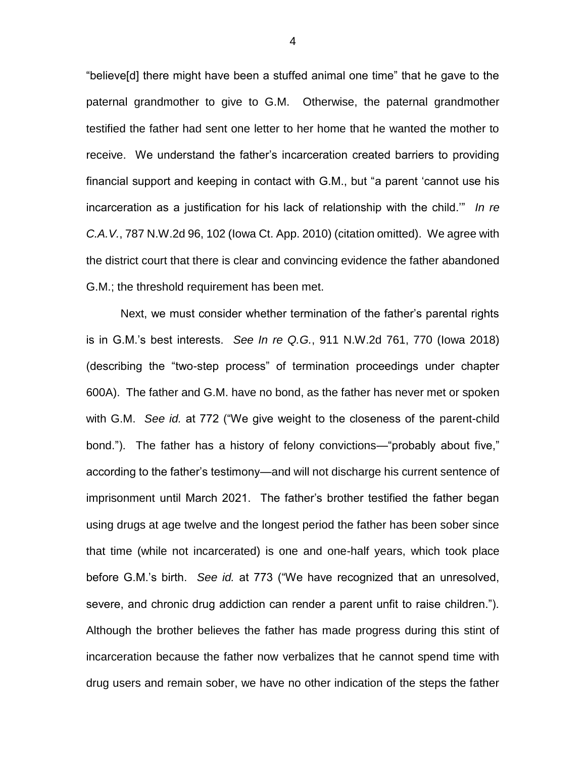"believe[d] there might have been a stuffed animal one time" that he gave to the paternal grandmother to give to G.M. Otherwise, the paternal grandmother testified the father had sent one letter to her home that he wanted the mother to receive. We understand the father's incarceration created barriers to providing financial support and keeping in contact with G.M., but "a parent 'cannot use his incarceration as a justification for his lack of relationship with the child.'" *In re C.A.V.*, 787 N.W.2d 96, 102 (Iowa Ct. App. 2010) (citation omitted). We agree with the district court that there is clear and convincing evidence the father abandoned G.M.; the threshold requirement has been met.

Next, we must consider whether termination of the father's parental rights is in G.M.'s best interests. *See In re Q.G.*, 911 N.W.2d 761, 770 (Iowa 2018) (describing the "two-step process" of termination proceedings under chapter 600A). The father and G.M. have no bond, as the father has never met or spoken with G.M. *See id.* at 772 ("We give weight to the closeness of the parent-child bond."). The father has a history of felony convictions—"probably about five," according to the father's testimony—and will not discharge his current sentence of imprisonment until March 2021. The father's brother testified the father began using drugs at age twelve and the longest period the father has been sober since that time (while not incarcerated) is one and one-half years, which took place before G.M.'s birth. *See id.* at 773 ("We have recognized that an unresolved, severe, and chronic drug addiction can render a parent unfit to raise children."). Although the brother believes the father has made progress during this stint of incarceration because the father now verbalizes that he cannot spend time with drug users and remain sober, we have no other indication of the steps the father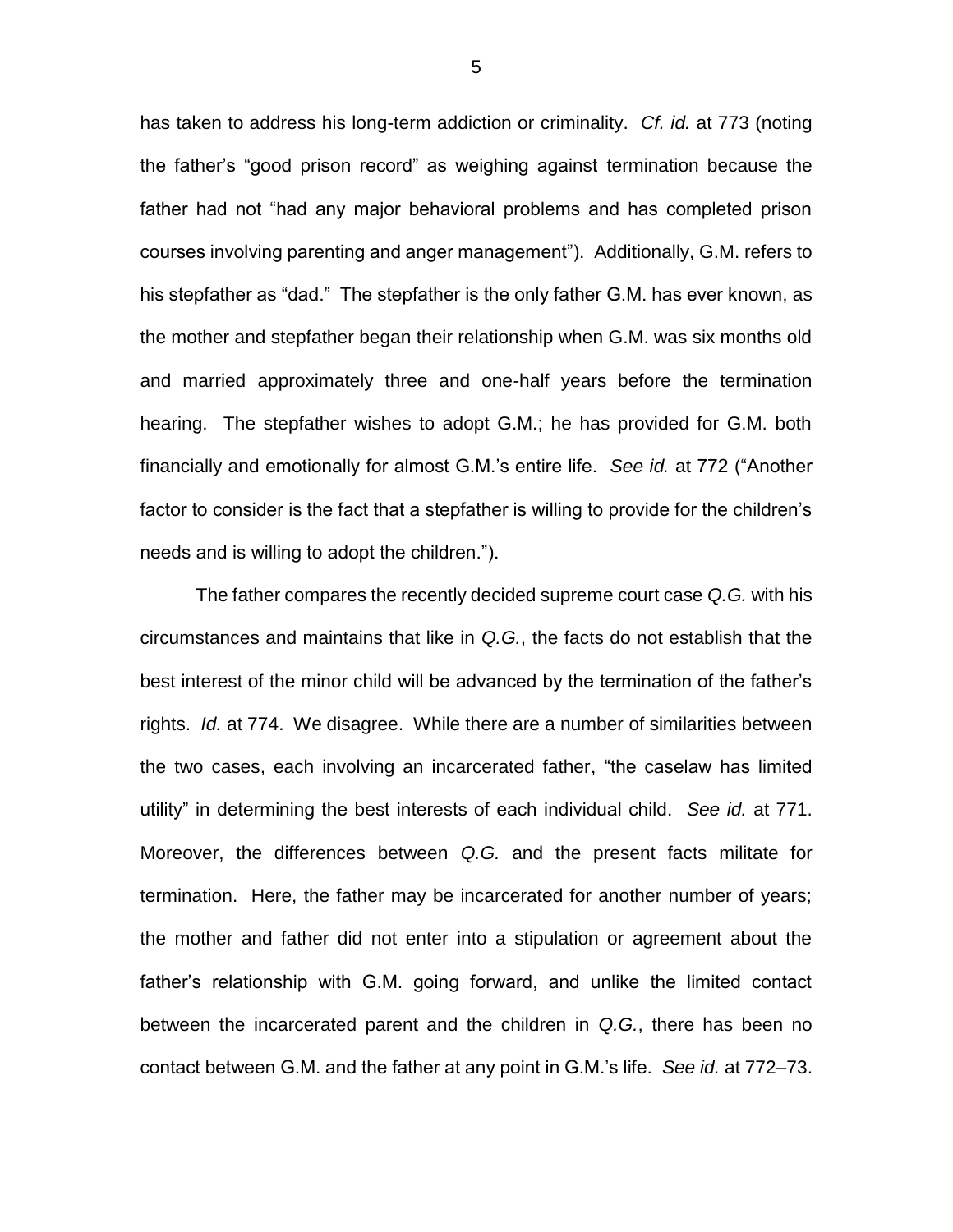has taken to address his long-term addiction or criminality. *Cf. id.* at 773 (noting the father's "good prison record" as weighing against termination because the father had not "had any major behavioral problems and has completed prison courses involving parenting and anger management"). Additionally, G.M. refers to his stepfather as "dad." The stepfather is the only father G.M. has ever known, as the mother and stepfather began their relationship when G.M. was six months old and married approximately three and one-half years before the termination hearing. The stepfather wishes to adopt G.M.; he has provided for G.M. both financially and emotionally for almost G.M.'s entire life. *See id.* at 772 ("Another factor to consider is the fact that a stepfather is willing to provide for the children's needs and is willing to adopt the children.").

The father compares the recently decided supreme court case *Q.G.* with his circumstances and maintains that like in *Q.G.*, the facts do not establish that the best interest of the minor child will be advanced by the termination of the father's rights. *Id.* at 774. We disagree. While there are a number of similarities between the two cases, each involving an incarcerated father, "the caselaw has limited utility" in determining the best interests of each individual child. *See id.* at 771. Moreover, the differences between *Q.G.* and the present facts militate for termination. Here, the father may be incarcerated for another number of years; the mother and father did not enter into a stipulation or agreement about the father's relationship with G.M. going forward, and unlike the limited contact between the incarcerated parent and the children in *Q.G.*, there has been no contact between G.M. and the father at any point in G.M.'s life. *See id.* at 772–73.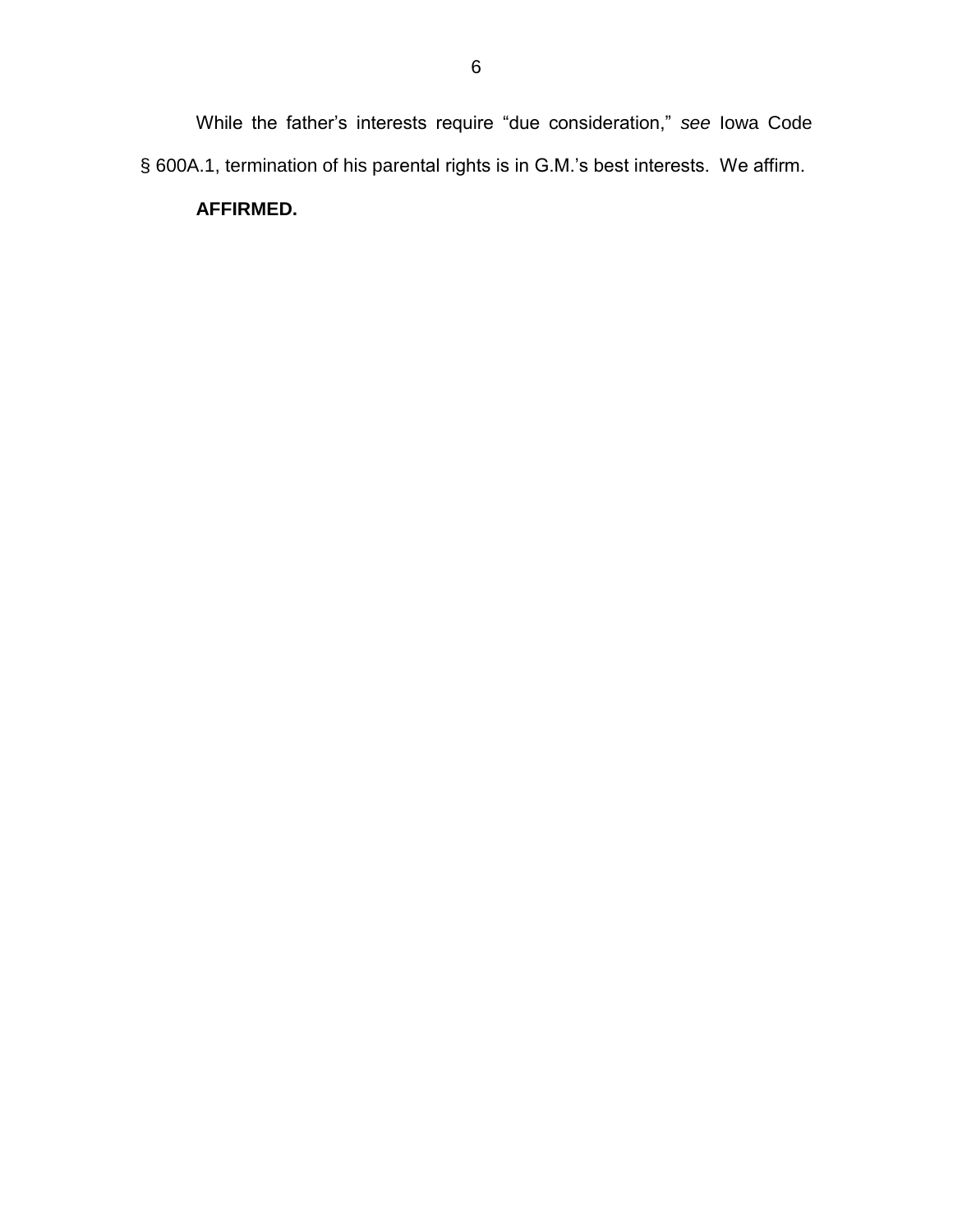While the father's interests require "due consideration," *see* Iowa Code § 600A.1, termination of his parental rights is in G.M.'s best interests. We affirm.

**AFFIRMED.**